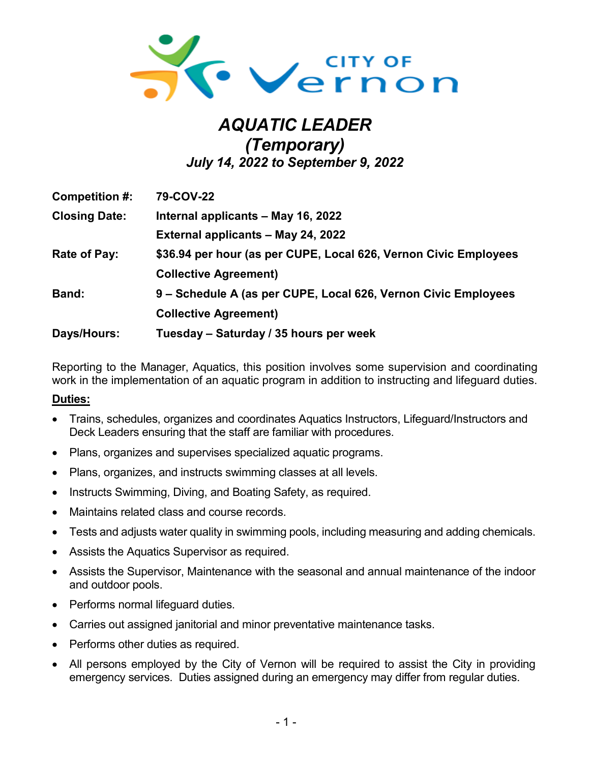# *AQUATIC LEADER*
# *(Temporary)*
### *July 14, 2022 to September 9, 2022*

| | |
|---|---|
| **Competition #:** | **79-COV-22** |
| **Closing Date:** | **Internal applicants – May 16, 2022** |
| | **External applicants – May 24, 2022** |
| **Rate of Pay:** | **$36.94 per hour (as per CUPE, Local 626, Vernon Civic Employees Collective Agreement)** |
| **Band:** | **9 – Schedule A (as per CUPE, Local 626, Vernon Civic Employees Collective Agreement)** |
| **Days/Hours:** | **Tuesday – Saturday / 35 hours per week** |

Reporting to the Manager, Aquatics, this position involves some supervision and coordinating work in the implementation of an aquatic program in addition to instructing and lifeguard duties.

**<u>Duties:</u>**

- Trains, schedules, organizes and coordinates Aquatics Instructors, Lifeguard/Instructors and Deck Leaders ensuring that the staff are familiar with procedures.
- Plans, organizes and supervises specialized aquatic programs.
- Plans, organizes, and instructs swimming classes at all levels.
- Instructs Swimming, Diving, and Boating Safety, as required.
- Maintains related class and course records.
- Tests and adjusts water quality in swimming pools, including measuring and adding chemicals.
- Assists the Aquatics Supervisor as required.
- Assists the Supervisor, Maintenance with the seasonal and annual maintenance of the indoor and outdoor pools.
- Performs normal lifeguard duties.
- Carries out assigned janitorial and minor preventative maintenance tasks.
- Performs other duties as required.
- All persons employed by the City of Vernon will be required to assist the City in providing emergency services. Duties assigned during an emergency may differ from regular duties.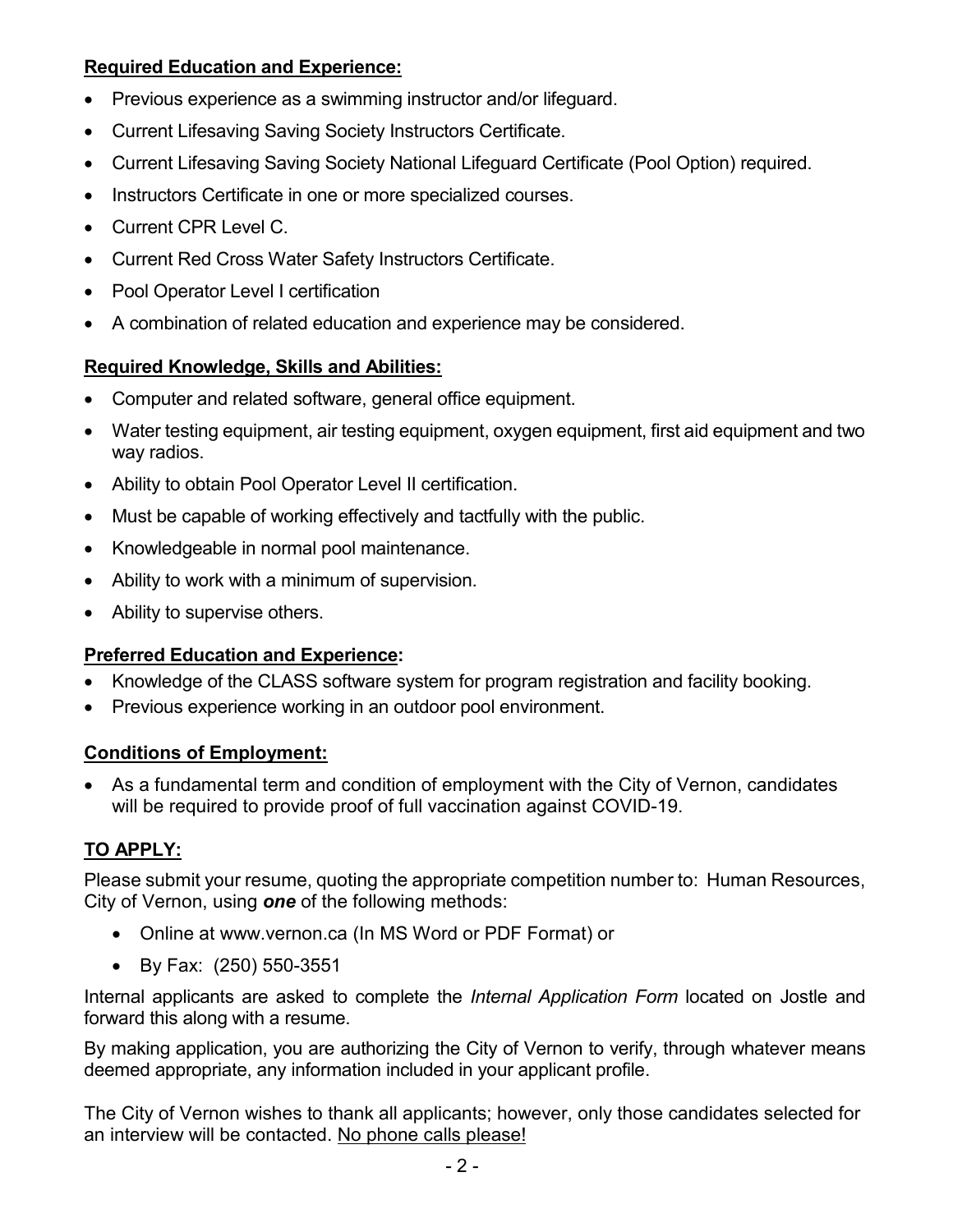**Required Education and Experience:**

- Previous experience as a swimming instructor and/or lifeguard.
- Current Lifesaving Saving Society Instructors Certificate.
- Current Lifesaving Saving Society National Lifeguard Certificate (Pool Option) required.
- Instructors Certificate in one or more specialized courses.
- Current CPR Level C.
- Current Red Cross Water Safety Instructors Certificate.
- Pool Operator Level I certification
- A combination of related education and experience may be considered.

**Required Knowledge, Skills and Abilities:**

- Computer and related software, general office equipment.
- Water testing equipment, air testing equipment, oxygen equipment, first aid equipment and two way radios.
- Ability to obtain Pool Operator Level II certification.
- Must be capable of working effectively and tactfully with the public.
- Knowledgeable in normal pool maintenance.
- Ability to work with a minimum of supervision.
- Ability to supervise others.

**Preferred Education and Experience:**

- Knowledge of the CLASS software system for program registration and facility booking.
- Previous experience working in an outdoor pool environment.

**Conditions of Employment:**

- As a fundamental term and condition of employment with the City of Vernon, candidates will be required to provide proof of full vaccination against COVID-19.

**TO APPLY:**

Please submit your resume, quoting the appropriate competition number to: Human Resources, City of Vernon, using ***one*** of the following methods:

- Online at www.vernon.ca (In MS Word or PDF Format) or
- By Fax: (250) 550-3551

Internal applicants are asked to complete the *Internal Application Form* located on Jostle and forward this along with a resume.

By making application, you are authorizing the City of Vernon to verify, through whatever means deemed appropriate, any information included in your applicant profile.

The City of Vernon wishes to thank all applicants; however, only those candidates selected for an interview will be contacted. No phone calls please!